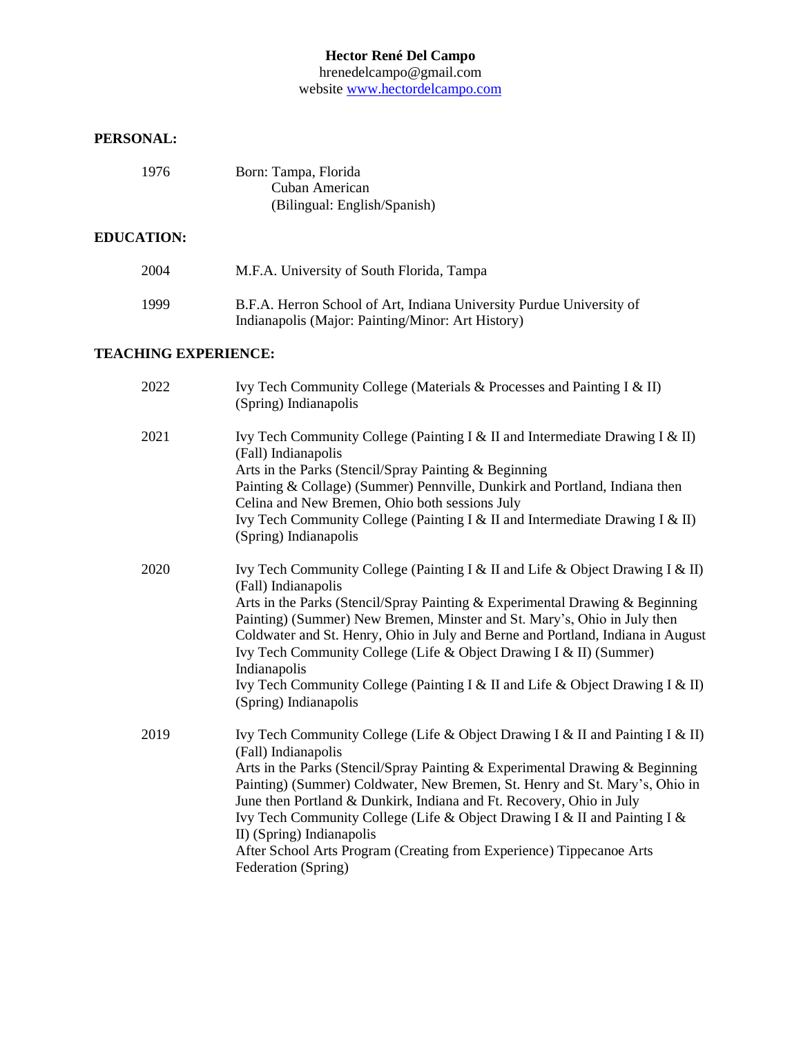**Hector René Del Campo**
hrenedelcampo@gmail.com
website [www.hectordelcampo.com](http://www.hectordelcampo.com)

## PERSONAL:

1976 Born: Tampa, Florida
Cuban American
(Bilingual: English/Spanish)

## EDUCATION:

2004 M.F.A. University of South Florida, Tampa

1999 B.F.A. Herron School of Art, Indiana University Purdue University of Indianapolis (Major: Painting/Minor: Art History)

## TEACHING EXPERIENCE:

2022 Ivy Tech Community College (Materials & Processes and Painting I & II) (Spring) Indianapolis

2021 Ivy Tech Community College (Painting I & II and Intermediate Drawing I & II) (Fall) Indianapolis
Arts in the Parks (Stencil/Spray Painting & Beginning Painting & Collage) (Summer) Pennville, Dunkirk and Portland, Indiana then Celina and New Bremen, Ohio both sessions July
Ivy Tech Community College (Painting I & II and Intermediate Drawing I & II) (Spring) Indianapolis

2020 Ivy Tech Community College (Painting I & II and Life & Object Drawing I & II) (Fall) Indianapolis
Arts in the Parks (Stencil/Spray Painting & Experimental Drawing & Beginning Painting) (Summer) New Bremen, Minster and St. Mary's, Ohio in July then Coldwater and St. Henry, Ohio in July and Berne and Portland, Indiana in August
Ivy Tech Community College (Life & Object Drawing I & II) (Summer) Indianapolis
Ivy Tech Community College (Painting I & II and Life & Object Drawing I & II) (Spring) Indianapolis

2019 Ivy Tech Community College (Life & Object Drawing I & II and Painting I & II) (Fall) Indianapolis
Arts in the Parks (Stencil/Spray Painting & Experimental Drawing & Beginning Painting) (Summer) Coldwater, New Bremen, St. Henry and St. Mary's, Ohio in June then Portland & Dunkirk, Indiana and Ft. Recovery, Ohio in July
Ivy Tech Community College (Life & Object Drawing I & II and Painting I & II) (Spring) Indianapolis
After School Arts Program (Creating from Experience) Tippecanoe Arts Federation (Spring)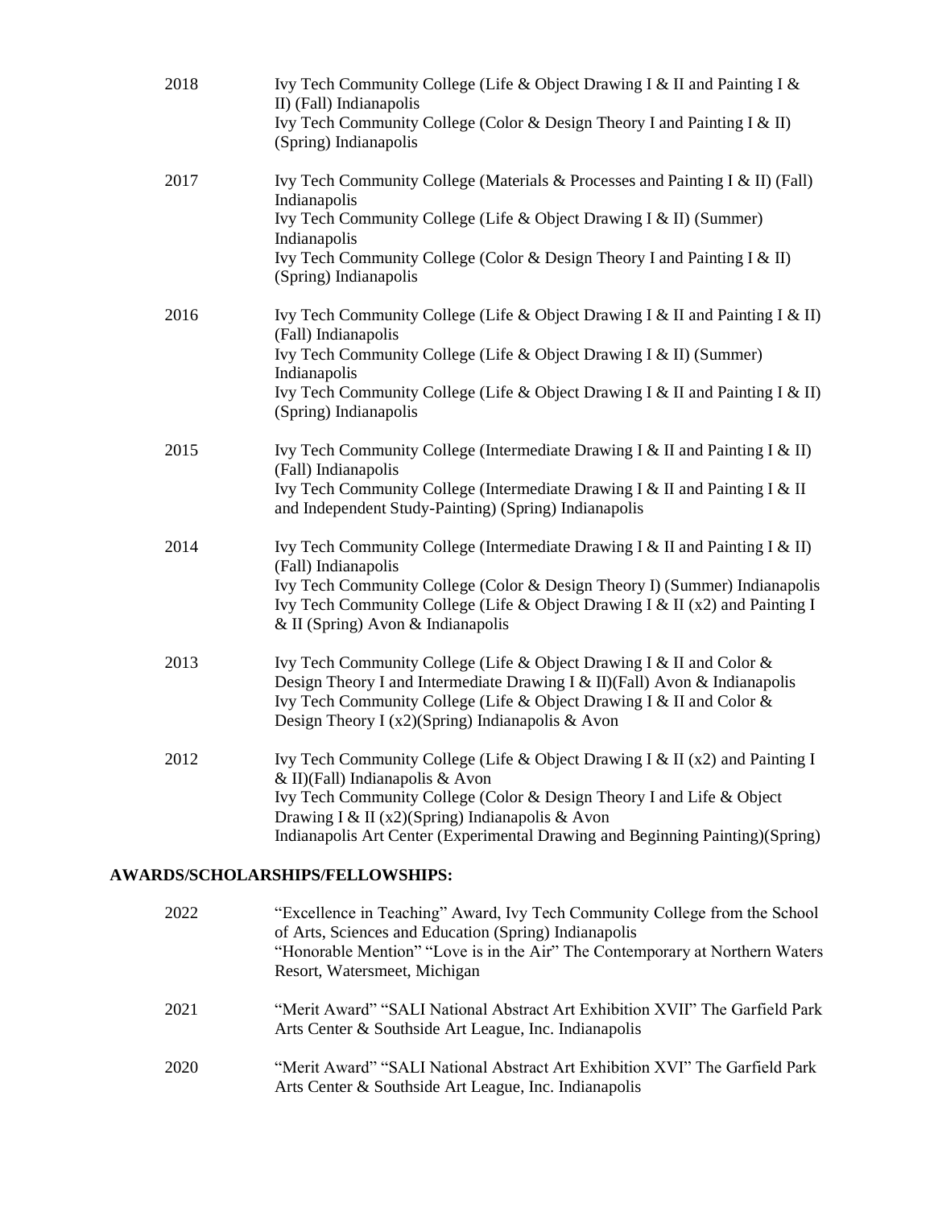2018 Ivy Tech Community College (Life & Object Drawing I & II and Painting I & II) (Fall) Indianapolis
Ivy Tech Community College (Color & Design Theory I and Painting I & II) (Spring) Indianapolis

2017 Ivy Tech Community College (Materials & Processes and Painting I & II) (Fall) Indianapolis
Ivy Tech Community College (Life & Object Drawing I & II) (Summer) Indianapolis
Ivy Tech Community College (Color & Design Theory I and Painting I & II) (Spring) Indianapolis

2016 Ivy Tech Community College (Life & Object Drawing I & II and Painting I & II) (Fall) Indianapolis
Ivy Tech Community College (Life & Object Drawing I & II) (Summer) Indianapolis
Ivy Tech Community College (Life & Object Drawing I & II and Painting I & II) (Spring) Indianapolis

2015 Ivy Tech Community College (Intermediate Drawing I & II and Painting I & II) (Fall) Indianapolis
Ivy Tech Community College (Intermediate Drawing I & II and Painting I & II and Independent Study-Painting) (Spring) Indianapolis

2014 Ivy Tech Community College (Intermediate Drawing I & II and Painting I & II) (Fall) Indianapolis
Ivy Tech Community College (Color & Design Theory I) (Summer) Indianapolis
Ivy Tech Community College (Life & Object Drawing I & II (x2) and Painting I & II (Spring) Avon & Indianapolis

2013 Ivy Tech Community College (Life & Object Drawing I & II and Color & Design Theory I and Intermediate Drawing I & II)(Fall) Avon & Indianapolis
Ivy Tech Community College (Life & Object Drawing I & II and Color & Design Theory I (x2)(Spring) Indianapolis & Avon

2012 Ivy Tech Community College (Life & Object Drawing I & II (x2) and Painting I & II)(Fall) Indianapolis & Avon
Ivy Tech Community College (Color & Design Theory I and Life & Object Drawing I & II (x2)(Spring) Indianapolis & Avon
Indianapolis Art Center (Experimental Drawing and Beginning Painting)(Spring)

**AWARDS/SCHOLARSHIPS/FELLOWSHIPS:**

2022 "Excellence in Teaching" Award, Ivy Tech Community College from the School of Arts, Sciences and Education (Spring) Indianapolis
"Honorable Mention" "Love is in the Air" The Contemporary at Northern Waters Resort, Watersmeet, Michigan

2021 "Merit Award" "SALI National Abstract Art Exhibition XVII" The Garfield Park Arts Center & Southside Art League, Inc. Indianapolis

2020 "Merit Award" "SALI National Abstract Art Exhibition XVI" The Garfield Park Arts Center & Southside Art League, Inc. Indianapolis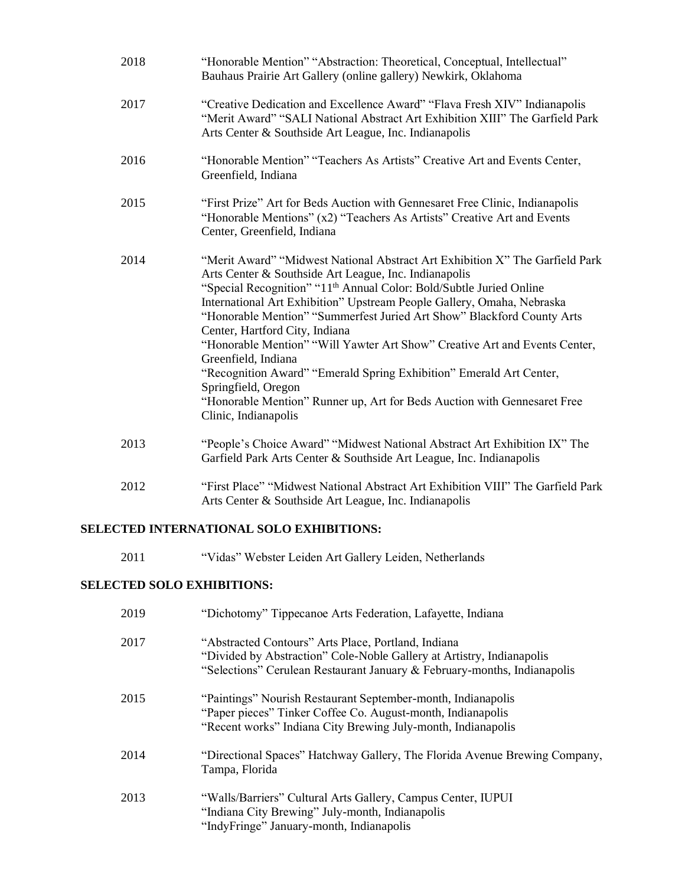2018 "Honorable Mention" "Abstraction: Theoretical, Conceptual, Intellectual" Bauhaus Prairie Art Gallery (online gallery) Newkirk, Oklahoma

2017 "Creative Dedication and Excellence Award" "Flava Fresh XIV" Indianapolis
"Merit Award" "SALI National Abstract Art Exhibition XIII" The Garfield Park Arts Center & Southside Art League, Inc. Indianapolis

2016 "Honorable Mention" "Teachers As Artists" Creative Art and Events Center, Greenfield, Indiana

2015 "First Prize" Art for Beds Auction with Gennesaret Free Clinic, Indianapolis
"Honorable Mentions" (x2) "Teachers As Artists" Creative Art and Events Center, Greenfield, Indiana

2014 "Merit Award" "Midwest National Abstract Art Exhibition X" The Garfield Park Arts Center & Southside Art League, Inc. Indianapolis
"Special Recognition" "11th Annual Color: Bold/Subtle Juried Online International Art Exhibition" Upstream People Gallery, Omaha, Nebraska
"Honorable Mention" "Summerfest Juried Art Show" Blackford County Arts Center, Hartford City, Indiana
"Honorable Mention" "Will Yawter Art Show" Creative Art and Events Center, Greenfield, Indiana
"Recognition Award" "Emerald Spring Exhibition" Emerald Art Center, Springfield, Oregon
"Honorable Mention" Runner up, Art for Beds Auction with Gennesaret Free Clinic, Indianapolis

2013 "People's Choice Award" "Midwest National Abstract Art Exhibition IX" The Garfield Park Arts Center & Southside Art League, Inc. Indianapolis

2012 "First Place" "Midwest National Abstract Art Exhibition VIII" The Garfield Park Arts Center & Southside Art League, Inc. Indianapolis

**SELECTED INTERNATIONAL SOLO EXHIBITIONS:**

2011 "Vidas" Webster Leiden Art Gallery Leiden, Netherlands

**SELECTED SOLO EXHIBITIONS:**

2019 "Dichotomy" Tippecanoe Arts Federation, Lafayette, Indiana

2017 "Abstracted Contours" Arts Place, Portland, Indiana
"Divided by Abstraction" Cole-Noble Gallery at Artistry, Indianapolis
"Selections" Cerulean Restaurant January & February-months, Indianapolis

2015 "Paintings" Nourish Restaurant September-month, Indianapolis
"Paper pieces" Tinker Coffee Co. August-month, Indianapolis
"Recent works" Indiana City Brewing July-month, Indianapolis

2014 "Directional Spaces" Hatchway Gallery, The Florida Avenue Brewing Company, Tampa, Florida

2013 "Walls/Barriers" Cultural Arts Gallery, Campus Center, IUPUI
"Indiana City Brewing" July-month, Indianapolis
"IndyFringe" January-month, Indianapolis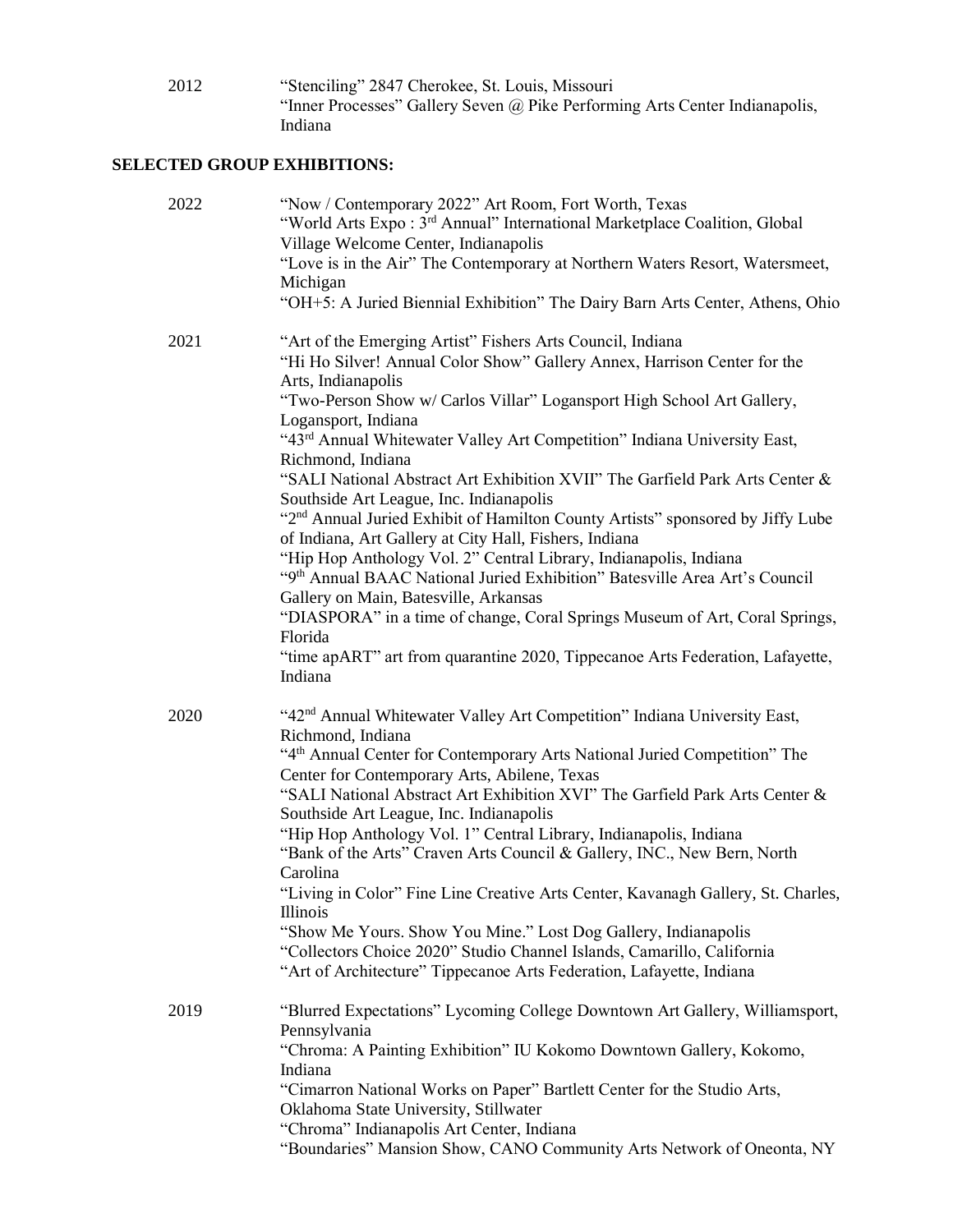2012 "Stenciling" 2847 Cherokee, St. Louis, Missouri
"Inner Processes" Gallery Seven @ Pike Performing Arts Center Indianapolis, Indiana

**SELECTED GROUP EXHIBITIONS:**

2022 "Now / Contemporary 2022" Art Room, Fort Worth, Texas
"World Arts Expo : 3rd Annual" International Marketplace Coalition, Global Village Welcome Center, Indianapolis
"Love is in the Air" The Contemporary at Northern Waters Resort, Watersmeet, Michigan
"OH+5: A Juried Biennial Exhibition" The Dairy Barn Arts Center, Athens, Ohio

2021 "Art of the Emerging Artist" Fishers Arts Council, Indiana
"Hi Ho Silver! Annual Color Show" Gallery Annex, Harrison Center for the Arts, Indianapolis
"Two-Person Show w/ Carlos Villar" Logansport High School Art Gallery, Logansport, Indiana
"43rd Annual Whitewater Valley Art Competition" Indiana University East, Richmond, Indiana
"SALI National Abstract Art Exhibition XVII" The Garfield Park Arts Center & Southside Art League, Inc. Indianapolis
"2nd Annual Juried Exhibit of Hamilton County Artists" sponsored by Jiffy Lube of Indiana, Art Gallery at City Hall, Fishers, Indiana
"Hip Hop Anthology Vol. 2" Central Library, Indianapolis, Indiana
"9th Annual BAAC National Juried Exhibition" Batesville Area Art's Council Gallery on Main, Batesville, Arkansas
"DIASPORA" in a time of change, Coral Springs Museum of Art, Coral Springs, Florida
"time apART" art from quarantine 2020, Tippecanoe Arts Federation, Lafayette, Indiana

2020 "42nd Annual Whitewater Valley Art Competition" Indiana University East, Richmond, Indiana
"4th Annual Center for Contemporary Arts National Juried Competition" The Center for Contemporary Arts, Abilene, Texas
"SALI National Abstract Art Exhibition XVI" The Garfield Park Arts Center & Southside Art League, Inc. Indianapolis
"Hip Hop Anthology Vol. 1" Central Library, Indianapolis, Indiana
"Bank of the Arts" Craven Arts Council & Gallery, INC., New Bern, North Carolina
"Living in Color" Fine Line Creative Arts Center, Kavanagh Gallery, St. Charles, Illinois
"Show Me Yours. Show You Mine." Lost Dog Gallery, Indianapolis
"Collectors Choice 2020" Studio Channel Islands, Camarillo, California
"Art of Architecture" Tippecanoe Arts Federation, Lafayette, Indiana

2019 "Blurred Expectations" Lycoming College Downtown Art Gallery, Williamsport, Pennsylvania
"Chroma: A Painting Exhibition" IU Kokomo Downtown Gallery, Kokomo, Indiana
"Cimarron National Works on Paper" Bartlett Center for the Studio Arts, Oklahoma State University, Stillwater
"Chroma" Indianapolis Art Center, Indiana
"Boundaries" Mansion Show, CANO Community Arts Network of Oneonta, NY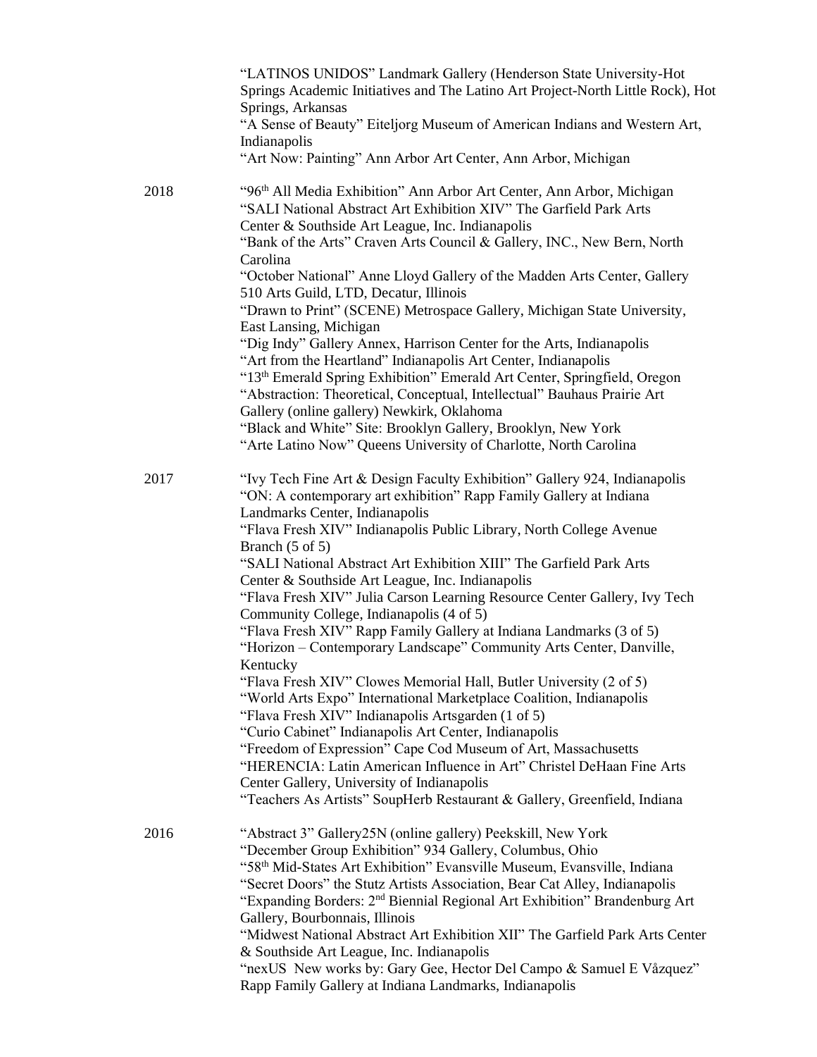"LATINOS UNIDOS" Landmark Gallery (Henderson State University-Hot Springs Academic Initiatives and The Latino Art Project-North Little Rock), Hot Springs, Arkansas
"A Sense of Beauty" Eiteljorg Museum of American Indians and Western Art, Indianapolis
"Art Now: Painting" Ann Arbor Art Center, Ann Arbor, Michigan

**2018**

"96th All Media Exhibition" Ann Arbor Art Center, Ann Arbor, Michigan
"SALI National Abstract Art Exhibition XIV" The Garfield Park Arts Center & Southside Art League, Inc. Indianapolis
"Bank of the Arts" Craven Arts Council & Gallery, INC., New Bern, North Carolina
"October National" Anne Lloyd Gallery of the Madden Arts Center, Gallery 510 Arts Guild, LTD, Decatur, Illinois
"Drawn to Print" (SCENE) Metrospace Gallery, Michigan State University, East Lansing, Michigan
"Dig Indy" Gallery Annex, Harrison Center for the Arts, Indianapolis
"Art from the Heartland" Indianapolis Art Center, Indianapolis
"13th Emerald Spring Exhibition" Emerald Art Center, Springfield, Oregon
"Abstraction: Theoretical, Conceptual, Intellectual" Bauhaus Prairie Art Gallery (online gallery) Newkirk, Oklahoma
"Black and White" Site: Brooklyn Gallery, Brooklyn, New York
"Arte Latino Now" Queens University of Charlotte, North Carolina

**2017**

"Ivy Tech Fine Art & Design Faculty Exhibition" Gallery 924, Indianapolis
"ON: A contemporary art exhibition" Rapp Family Gallery at Indiana Landmarks Center, Indianapolis
"Flava Fresh XIV" Indianapolis Public Library, North College Avenue Branch (5 of 5)
"SALI National Abstract Art Exhibition XIII" The Garfield Park Arts Center & Southside Art League, Inc. Indianapolis
"Flava Fresh XIV" Julia Carson Learning Resource Center Gallery, Ivy Tech Community College, Indianapolis (4 of 5)
"Flava Fresh XIV" Rapp Family Gallery at Indiana Landmarks (3 of 5)
"Horizon – Contemporary Landscape" Community Arts Center, Danville, Kentucky
"Flava Fresh XIV" Clowes Memorial Hall, Butler University (2 of 5)
"World Arts Expo" International Marketplace Coalition, Indianapolis
"Flava Fresh XIV" Indianapolis Artsgarden (1 of 5)
"Curio Cabinet" Indianapolis Art Center, Indianapolis
"Freedom of Expression" Cape Cod Museum of Art, Massachusetts
"HERENCIA: Latin American Influence in Art" Christel DeHaan Fine Arts Center Gallery, University of Indianapolis
"Teachers As Artists" SoupHerb Restaurant & Gallery, Greenfield, Indiana

**2016**

"Abstract 3" Gallery25N (online gallery) Peekskill, New York
"December Group Exhibition" 934 Gallery, Columbus, Ohio
"58th Mid-States Art Exhibition" Evansville Museum, Evansville, Indiana
"Secret Doors" the Stutz Artists Association, Bear Cat Alley, Indianapolis
"Expanding Borders: 2nd Biennial Regional Art Exhibition" Brandenburg Art Gallery, Bourbonnais, Illinois
"Midwest National Abstract Art Exhibition XII" The Garfield Park Arts Center & Southside Art League, Inc. Indianapolis
"nexUS New works by: Gary Gee, Hector Del Campo & Samuel E Våzquez" Rapp Family Gallery at Indiana Landmarks, Indianapolis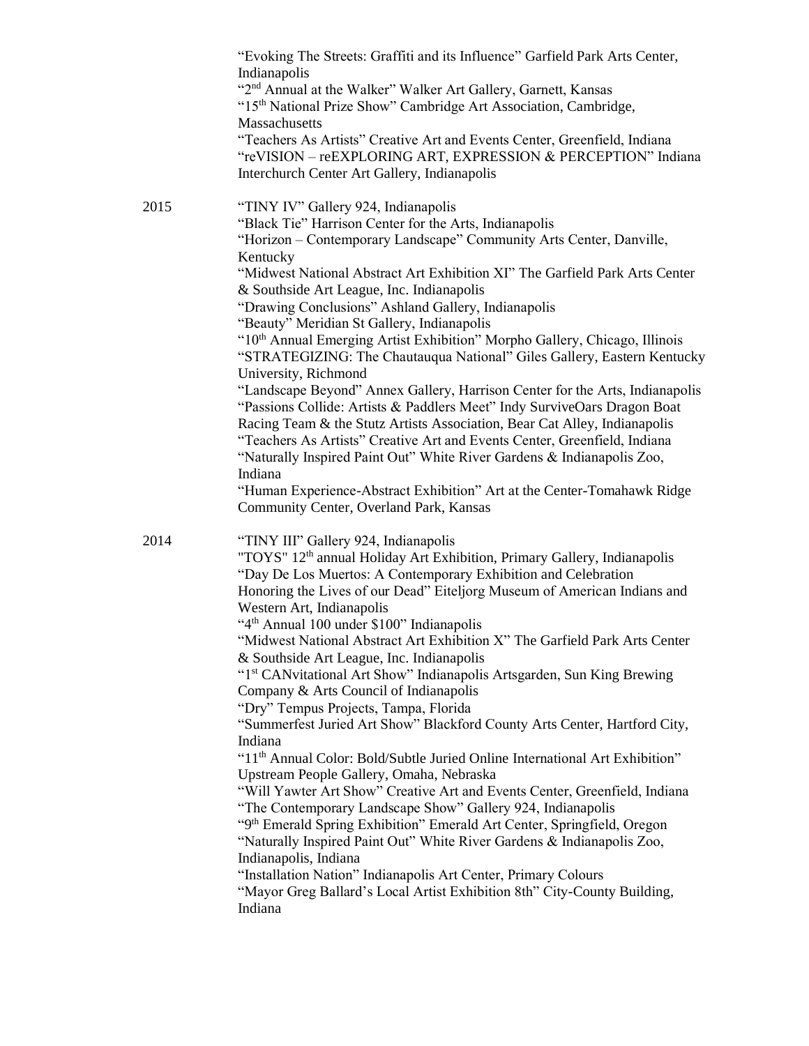"Evoking The Streets: Graffiti and its Influence" Garfield Park Arts Center, Indianapolis
"2nd Annual at the Walker" Walker Art Gallery, Garnett, Kansas
"15th National Prize Show" Cambridge Art Association, Cambridge, Massachusetts
"Teachers As Artists" Creative Art and Events Center, Greenfield, Indiana
"reVISION – reEXPLORING ART, EXPRESSION & PERCEPTION" Indiana Interchurch Center Art Gallery, Indianapolis

2015
"TINY IV" Gallery 924, Indianapolis
"Black Tie" Harrison Center for the Arts, Indianapolis
"Horizon – Contemporary Landscape" Community Arts Center, Danville, Kentucky
"Midwest National Abstract Art Exhibition XI" The Garfield Park Arts Center & Southside Art League, Inc. Indianapolis
"Drawing Conclusions" Ashland Gallery, Indianapolis
"Beauty" Meridian St Gallery, Indianapolis
"10th Annual Emerging Artist Exhibition" Morpho Gallery, Chicago, Illinois
"STRATEGIZING: The Chautauqua National" Giles Gallery, Eastern Kentucky University, Richmond
"Landscape Beyond" Annex Gallery, Harrison Center for the Arts, Indianapolis
"Passions Collide: Artists & Paddlers Meet" Indy SurviveOars Dragon Boat Racing Team & the Stutz Artists Association, Bear Cat Alley, Indianapolis
"Teachers As Artists" Creative Art and Events Center, Greenfield, Indiana
"Naturally Inspired Paint Out" White River Gardens & Indianapolis Zoo, Indiana
"Human Experience-Abstract Exhibition" Art at the Center-Tomahawk Ridge Community Center, Overland Park, Kansas

2014
"TINY III" Gallery 924, Indianapolis
"TOYS" 12th annual Holiday Art Exhibition, Primary Gallery, Indianapolis
"Day De Los Muertos: A Contemporary Exhibition and Celebration Honoring the Lives of our Dead" Eiteljorg Museum of American Indians and Western Art, Indianapolis
"4th Annual 100 under $100" Indianapolis
"Midwest National Abstract Art Exhibition X" The Garfield Park Arts Center & Southside Art League, Inc. Indianapolis
"1st CANvitational Art Show" Indianapolis Artsgarden, Sun King Brewing Company & Arts Council of Indianapolis
"Dry" Tempus Projects, Tampa, Florida
"Summerfest Juried Art Show" Blackford County Arts Center, Hartford City, Indiana
"11th Annual Color: Bold/Subtle Juried Online International Art Exhibition" Upstream People Gallery, Omaha, Nebraska
"Will Yawter Art Show" Creative Art and Events Center, Greenfield, Indiana
"The Contemporary Landscape Show" Gallery 924, Indianapolis
"9th Emerald Spring Exhibition" Emerald Art Center, Springfield, Oregon
"Naturally Inspired Paint Out" White River Gardens & Indianapolis Zoo, Indianapolis, Indiana
"Installation Nation" Indianapolis Art Center, Primary Colours
"Mayor Greg Ballard's Local Artist Exhibition 8th" City-County Building, Indiana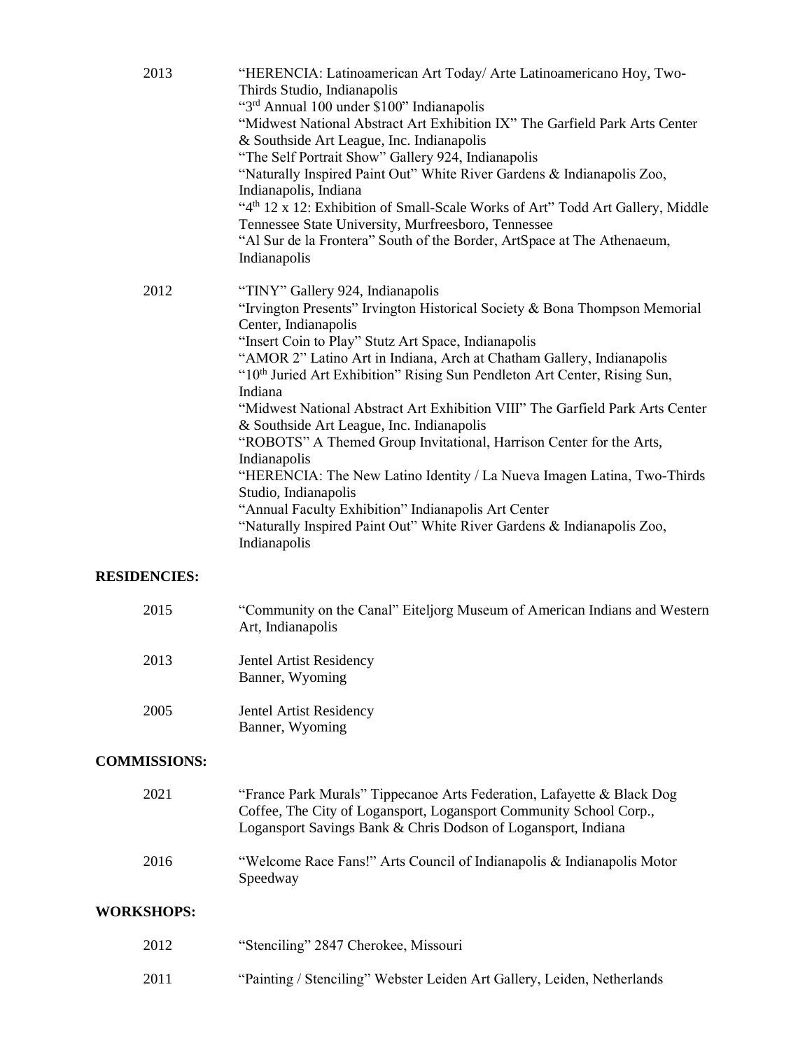2013

"HERENCIA: Latinoamerican Art Today/ Arte Latinoamericano Hoy, Two-Thirds Studio, Indianapolis
"3rd Annual 100 under $100" Indianapolis
"Midwest National Abstract Art Exhibition IX" The Garfield Park Arts Center & Southside Art League, Inc. Indianapolis
"The Self Portrait Show" Gallery 924, Indianapolis
"Naturally Inspired Paint Out" White River Gardens & Indianapolis Zoo, Indianapolis, Indiana
"4th 12 x 12: Exhibition of Small-Scale Works of Art" Todd Art Gallery, Middle Tennessee State University, Murfreesboro, Tennessee
"Al Sur de la Frontera" South of the Border, ArtSpace at The Athenaeum, Indianapolis

2012

"TINY" Gallery 924, Indianapolis
"Irvington Presents" Irvington Historical Society & Bona Thompson Memorial Center, Indianapolis
"Insert Coin to Play" Stutz Art Space, Indianapolis
"AMOR 2" Latino Art in Indiana, Arch at Chatham Gallery, Indianapolis
"10th Juried Art Exhibition" Rising Sun Pendleton Art Center, Rising Sun, Indiana
"Midwest National Abstract Art Exhibition VIII" The Garfield Park Arts Center & Southside Art League, Inc. Indianapolis
"ROBOTS" A Themed Group Invitational, Harrison Center for the Arts, Indianapolis
"HERENCIA: The New Latino Identity / La Nueva Imagen Latina, Two-Thirds Studio, Indianapolis
"Annual Faculty Exhibition" Indianapolis Art Center
"Naturally Inspired Paint Out" White River Gardens & Indianapolis Zoo, Indianapolis

**RESIDENCIES:**

2015 — "Community on the Canal" Eiteljorg Museum of American Indians and Western Art, Indianapolis

2013 — Jentel Artist Residency
Banner, Wyoming

2005 — Jentel Artist Residency
Banner, Wyoming

**COMMISSIONS:**

2021 — "France Park Murals" Tippecanoe Arts Federation, Lafayette & Black Dog Coffee, The City of Logansport, Logansport Community School Corp., Logansport Savings Bank & Chris Dodson of Logansport, Indiana

2016 — "Welcome Race Fans!" Arts Council of Indianapolis & Indianapolis Motor Speedway

**WORKSHOPS:**

2012 — "Stenciling" 2847 Cherokee, Missouri

2011 — "Painting / Stenciling" Webster Leiden Art Gallery, Leiden, Netherlands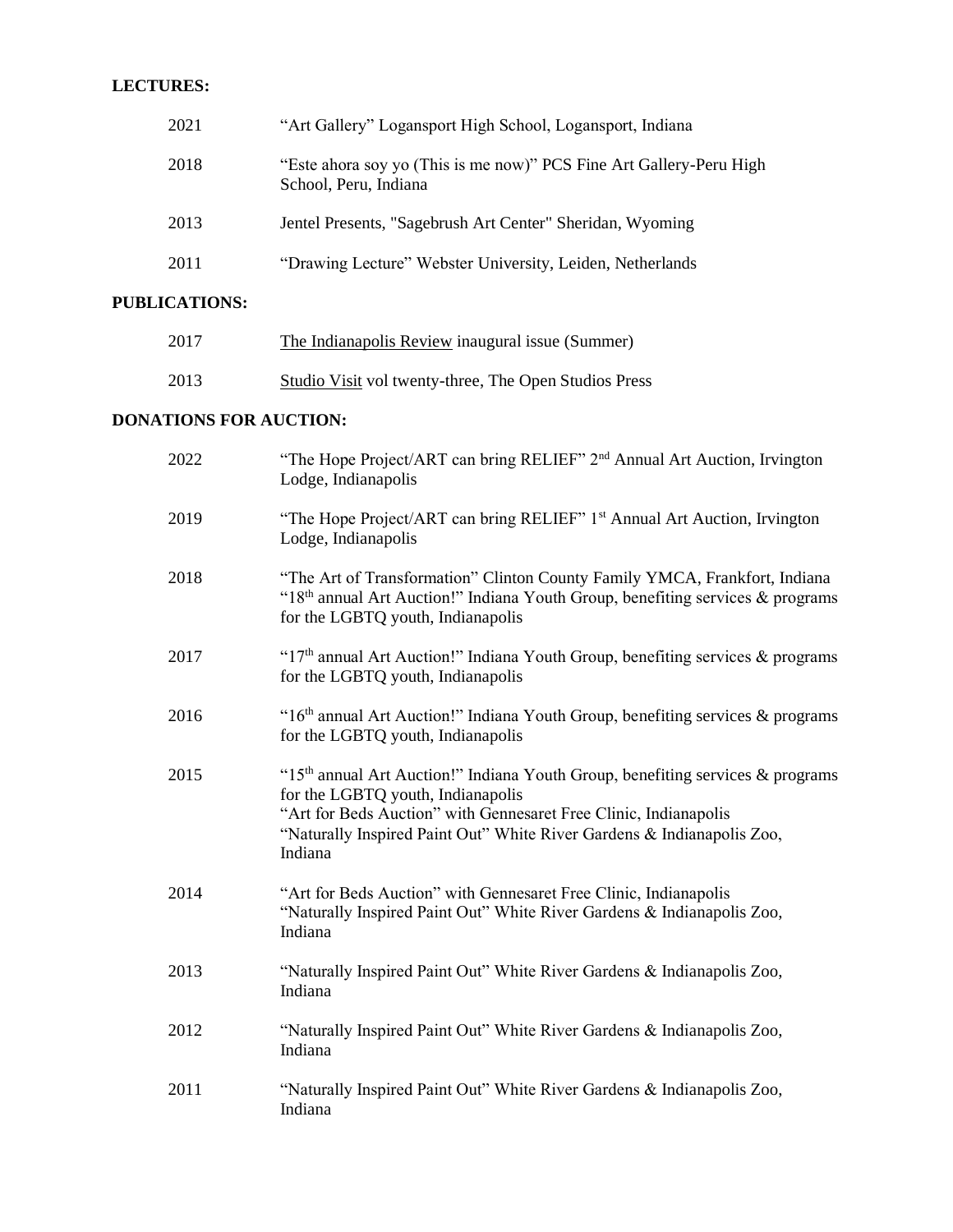## LECTURES:

| | |
|---|---|
| 2021 | "Art Gallery" Logansport High School, Logansport, Indiana |
| 2018 | "Este ahora soy yo (This is me now)" PCS Fine Art Gallery-Peru High School, Peru, Indiana |
| 2013 | Jentel Presents, "Sagebrush Art Center" Sheridan, Wyoming |
| 2011 | "Drawing Lecture" Webster University, Leiden, Netherlands |

## PUBLICATIONS:

| | |
|---|---|
| 2017 | The Indianapolis Review inaugural issue (Summer) |
| 2013 | Studio Visit vol twenty-three, The Open Studios Press |

## DONATIONS FOR AUCTION:

| | |
|---|---|
| 2022 | "The Hope Project/ART can bring RELIEF" 2nd Annual Art Auction, Irvington Lodge, Indianapolis |
| 2019 | "The Hope Project/ART can bring RELIEF" 1st Annual Art Auction, Irvington Lodge, Indianapolis |
| 2018 | "The Art of Transformation" Clinton County Family YMCA, Frankfort, Indiana<br>"18th annual Art Auction!" Indiana Youth Group, benefiting services & programs for the LGBTQ youth, Indianapolis |
| 2017 | "17th annual Art Auction!" Indiana Youth Group, benefiting services & programs for the LGBTQ youth, Indianapolis |
| 2016 | "16th annual Art Auction!" Indiana Youth Group, benefiting services & programs for the LGBTQ youth, Indianapolis |
| 2015 | "15th annual Art Auction!" Indiana Youth Group, benefiting services & programs for the LGBTQ youth, Indianapolis<br>"Art for Beds Auction" with Gennesaret Free Clinic, Indianapolis<br>"Naturally Inspired Paint Out" White River Gardens & Indianapolis Zoo, Indiana |
| 2014 | "Art for Beds Auction" with Gennesaret Free Clinic, Indianapolis<br>"Naturally Inspired Paint Out" White River Gardens & Indianapolis Zoo, Indiana |
| 2013 | "Naturally Inspired Paint Out" White River Gardens & Indianapolis Zoo, Indiana |
| 2012 | "Naturally Inspired Paint Out" White River Gardens & Indianapolis Zoo, Indiana |
| 2011 | "Naturally Inspired Paint Out" White River Gardens & Indianapolis Zoo, Indiana |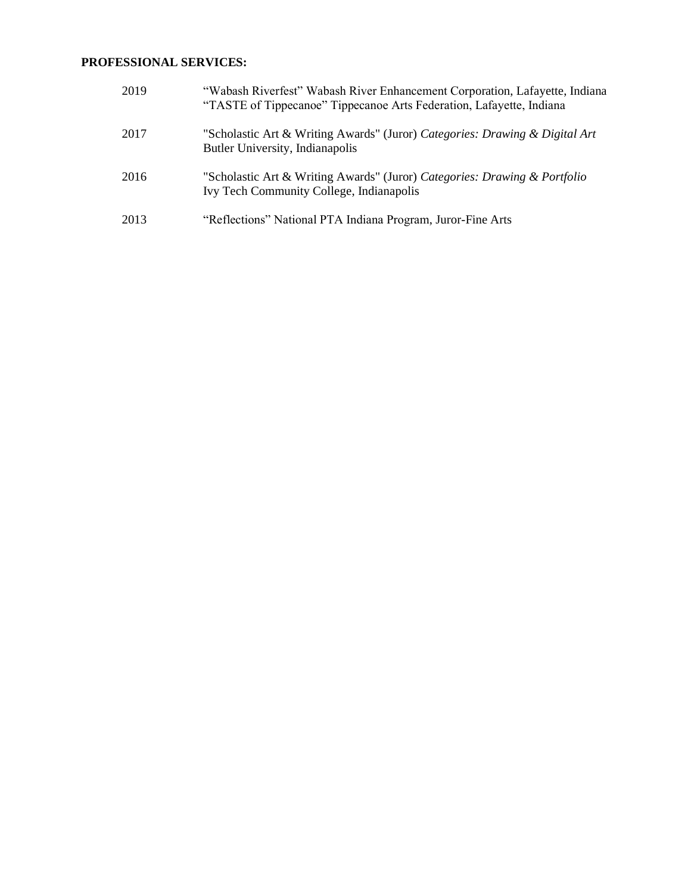**PROFESSIONAL SERVICES:**

| | |
|---|---|
| 2019 | "Wabash Riverfest" Wabash River Enhancement Corporation, Lafayette, Indiana<br>"TASTE of Tippecanoe" Tippecanoe Arts Federation, Lafayette, Indiana |
| 2017 | "Scholastic Art & Writing Awards" (Juror) *Categories: Drawing & Digital Art*<br>Butler University, Indianapolis |
| 2016 | "Scholastic Art & Writing Awards" (Juror) *Categories: Drawing & Portfolio*<br>Ivy Tech Community College, Indianapolis |
| 2013 | "Reflections" National PTA Indiana Program, Juror-Fine Arts |